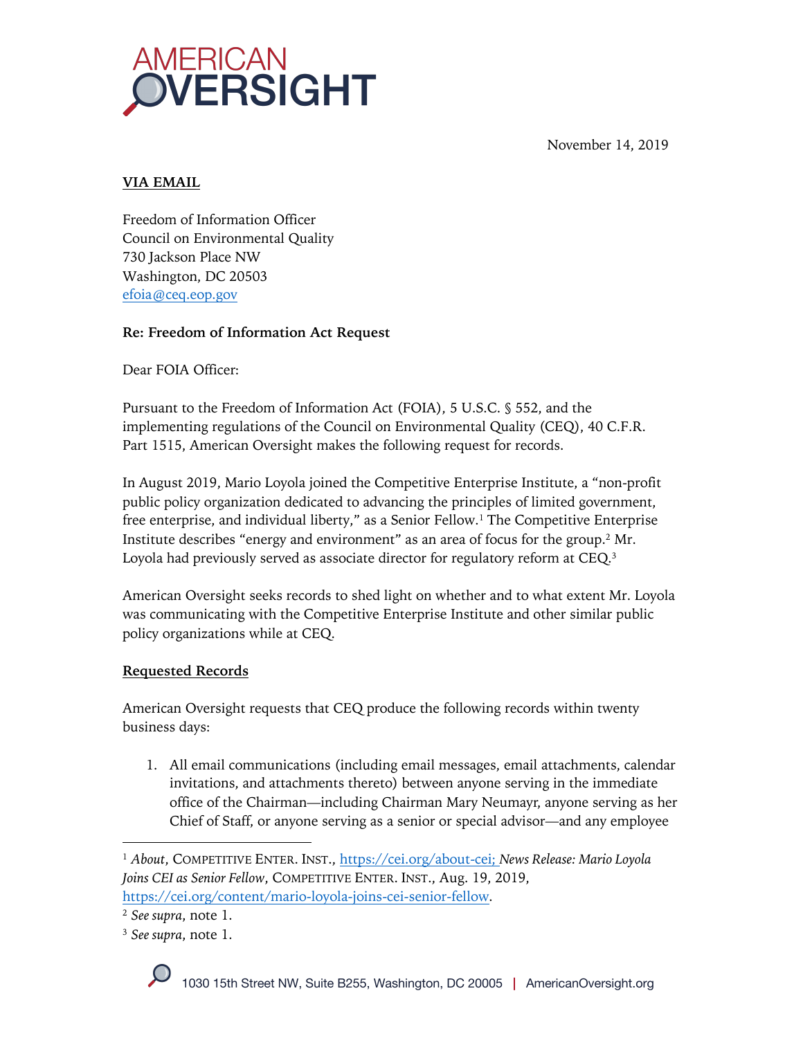# AMERICAN OVERSIGHT

November 14, 2019

**VIA EMAIL**

Freedom of Information Officer
Council on Environmental Quality
730 Jackson Place NW
Washington, DC 20503
efoia@ceq.eop.gov

**Re: Freedom of Information Act Request**

Dear FOIA Officer:

Pursuant to the Freedom of Information Act (FOIA), 5 U.S.C. § 552, and the implementing regulations of the Council on Environmental Quality (CEQ), 40 C.F.R. Part 1515, American Oversight makes the following request for records.

In August 2019, Mario Loyola joined the Competitive Enterprise Institute, a "non-profit public policy organization dedicated to advancing the principles of limited government, free enterprise, and individual liberty," as a Senior Fellow.[1] The Competitive Enterprise Institute describes "energy and environment" as an area of focus for the group.[2] Mr. Loyola had previously served as associate director for regulatory reform at CEQ.[3]

American Oversight seeks records to shed light on whether and to what extent Mr. Loyola was communicating with the Competitive Enterprise Institute and other similar public policy organizations while at CEQ.

**Requested Records**

American Oversight requests that CEQ produce the following records within twenty business days:

1. All email communications (including email messages, email attachments, calendar invitations, and attachments thereto) between anyone serving in the immediate office of the Chairman—including Chairman Mary Neumayr, anyone serving as her Chief of Staff, or anyone serving as a senior or special advisor—and any employee

---

[1] *About*, COMPETITIVE ENTER. INST., https://cei.org/about-cei; *News Release: Mario Loyola Joins CEI as Senior Fellow*, COMPETITIVE ENTER. INST., Aug. 19, 2019, https://cei.org/content/mario-loyola-joins-cei-senior-fellow.

[2] *See supra*, note 1.

[3] *See supra*, note 1.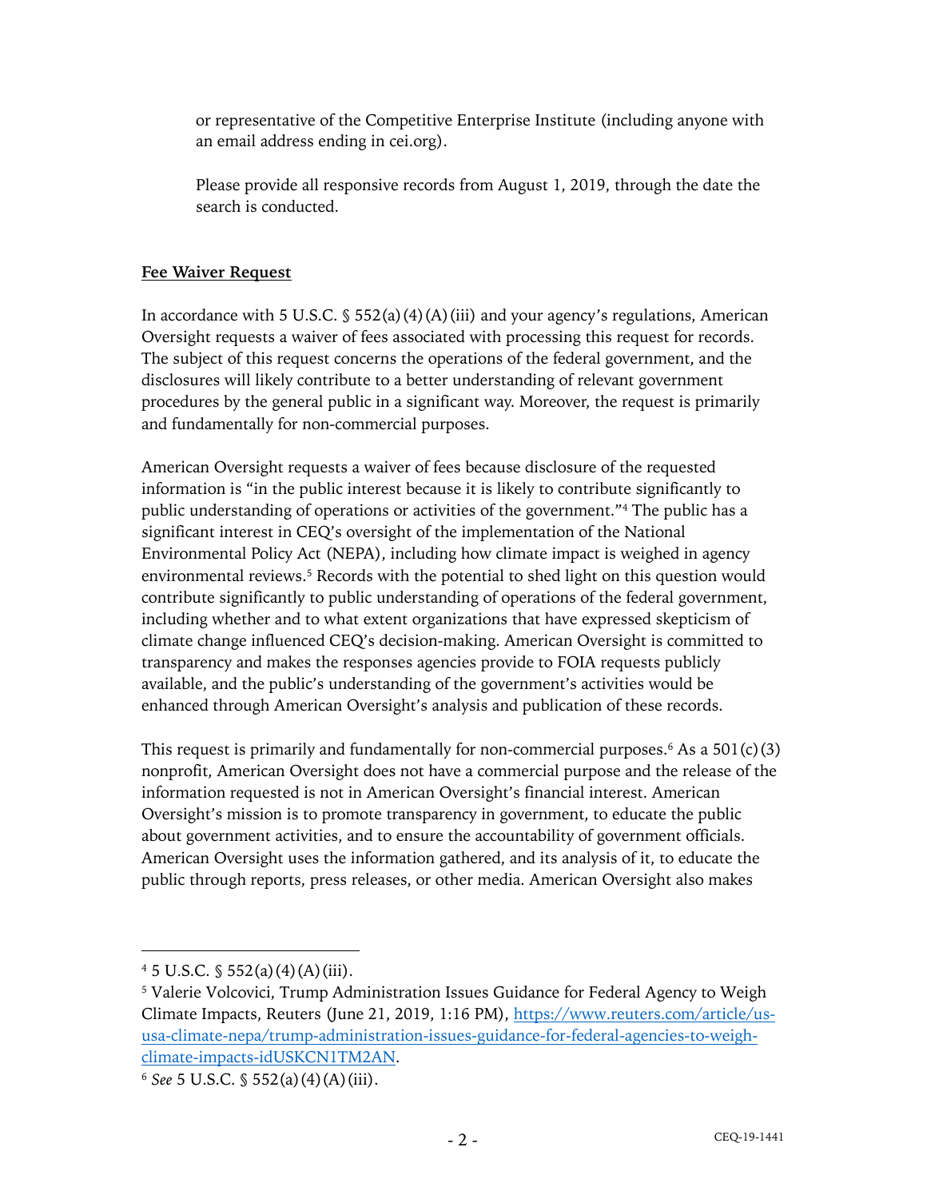or representative of the Competitive Enterprise Institute (including anyone with an email address ending in cei.org).

Please provide all responsive records from August 1, 2019, through the date the search is conducted.

**Fee Waiver Request**

In accordance with 5 U.S.C. § 552(a)(4)(A)(iii) and your agency's regulations, American Oversight requests a waiver of fees associated with processing this request for records. The subject of this request concerns the operations of the federal government, and the disclosures will likely contribute to a better understanding of relevant government procedures by the general public in a significant way. Moreover, the request is primarily and fundamentally for non-commercial purposes.

American Oversight requests a waiver of fees because disclosure of the requested information is "in the public interest because it is likely to contribute significantly to public understanding of operations or activities of the government."[4] The public has a significant interest in CEQ's oversight of the implementation of the National Environmental Policy Act (NEPA), including how climate impact is weighed in agency environmental reviews.[5] Records with the potential to shed light on this question would contribute significantly to public understanding of operations of the federal government, including whether and to what extent organizations that have expressed skepticism of climate change influenced CEQ's decision-making. American Oversight is committed to transparency and makes the responses agencies provide to FOIA requests publicly available, and the public's understanding of the government's activities would be enhanced through American Oversight's analysis and publication of these records.

This request is primarily and fundamentally for non-commercial purposes.[6] As a 501(c)(3) nonprofit, American Oversight does not have a commercial purpose and the release of the information requested is not in American Oversight's financial interest. American Oversight's mission is to promote transparency in government, to educate the public about government activities, and to ensure the accountability of government officials. American Oversight uses the information gathered, and its analysis of it, to educate the public through reports, press releases, or other media. American Oversight also makes

---

[4] 5 U.S.C. § 552(a)(4)(A)(iii).

[5] Valerie Volcovici, Trump Administration Issues Guidance for Federal Agency to Weigh Climate Impacts, Reuters (June 21, 2019, 1:16 PM), https://www.reuters.com/article/us-usa-climate-nepa/trump-administration-issues-guidance-for-federal-agencies-to-weigh-climate-impacts-idUSKCN1TM2AN.

[6] *See* 5 U.S.C. § 552(a)(4)(A)(iii).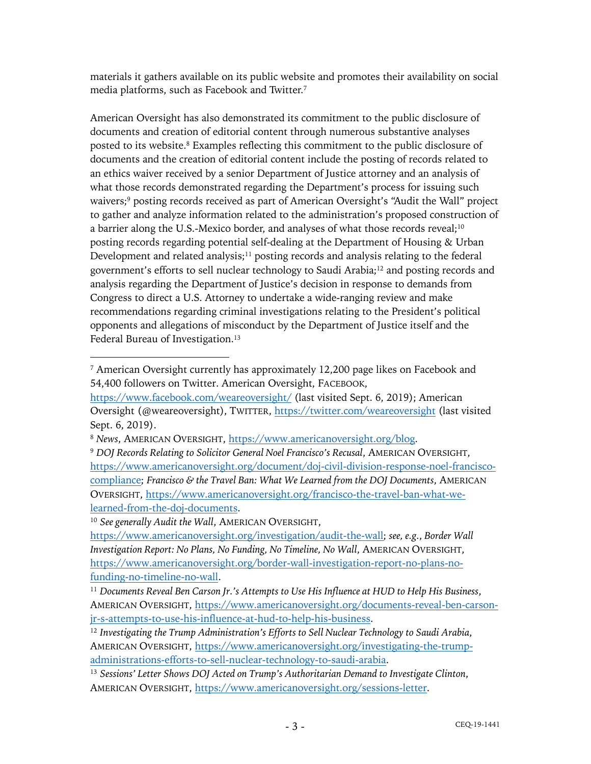materials it gathers available on its public website and promotes their availability on social media platforms, such as Facebook and Twitter.[7]

American Oversight has also demonstrated its commitment to the public disclosure of documents and creation of editorial content through numerous substantive analyses posted to its website.[8] Examples reflecting this commitment to the public disclosure of documents and the creation of editorial content include the posting of records related to an ethics waiver received by a senior Department of Justice attorney and an analysis of what those records demonstrated regarding the Department's process for issuing such waivers;[9] posting records received as part of American Oversight's "Audit the Wall" project to gather and analyze information related to the administration's proposed construction of a barrier along the U.S.-Mexico border, and analyses of what those records reveal;[10] posting records regarding potential self-dealing at the Department of Housing & Urban Development and related analysis;[11] posting records and analysis relating to the federal government's efforts to sell nuclear technology to Saudi Arabia;[12] and posting records and analysis regarding the Department of Justice's decision in response to demands from Congress to direct a U.S. Attorney to undertake a wide-ranging review and make recommendations regarding criminal investigations relating to the President's political opponents and allegations of misconduct by the Department of Justice itself and the Federal Bureau of Investigation.[13]

---

[7] American Oversight currently has approximately 12,200 page likes on Facebook and 54,400 followers on Twitter. American Oversight, FACEBOOK, https://www.facebook.com/weareoversight/ (last visited Sept. 6, 2019); American Oversight (@weareoversight), TWITTER, https://twitter.com/weareoversight (last visited Sept. 6, 2019).

[8] *News*, AMERICAN OVERSIGHT, https://www.americanoversight.org/blog.

[9] *DOJ Records Relating to Solicitor General Noel Francisco's Recusal*, AMERICAN OVERSIGHT, https://www.americanoversight.org/document/doj-civil-division-response-noel-francisco-compliance; *Francisco & the Travel Ban: What We Learned from the DOJ Documents*, AMERICAN OVERSIGHT, https://www.americanoversight.org/francisco-the-travel-ban-what-we-learned-from-the-doj-documents.

[10] *See generally Audit the Wall*, AMERICAN OVERSIGHT, https://www.americanoversight.org/investigation/audit-the-wall; *see, e.g.*, *Border Wall Investigation Report: No Plans, No Funding, No Timeline, No Wall*, AMERICAN OVERSIGHT, https://www.americanoversight.org/border-wall-investigation-report-no-plans-no-funding-no-timeline-no-wall.

[11] *Documents Reveal Ben Carson Jr.'s Attempts to Use His Influence at HUD to Help His Business*, AMERICAN OVERSIGHT, https://www.americanoversight.org/documents-reveal-ben-carson-jr-s-attempts-to-use-his-influence-at-hud-to-help-his-business.

[12] *Investigating the Trump Administration's Efforts to Sell Nuclear Technology to Saudi Arabia*, AMERICAN OVERSIGHT, https://www.americanoversight.org/investigating-the-trump-administrations-efforts-to-sell-nuclear-technology-to-saudi-arabia.

[13] *Sessions' Letter Shows DOJ Acted on Trump's Authoritarian Demand to Investigate Clinton*, AMERICAN OVERSIGHT, https://www.americanoversight.org/sessions-letter.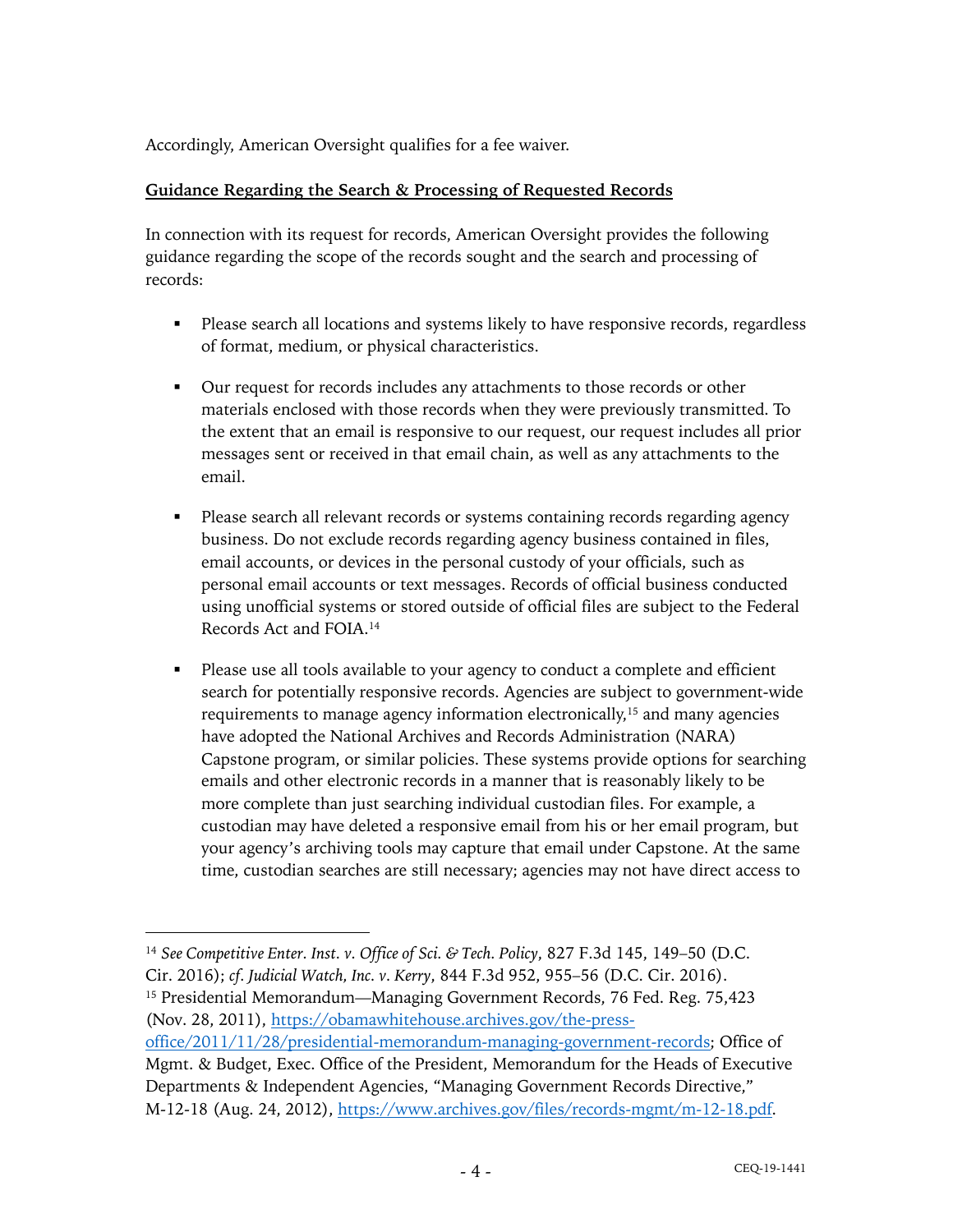Accordingly, American Oversight qualifies for a fee waiver.

**Guidance Regarding the Search & Processing of Requested Records**

In connection with its request for records, American Oversight provides the following guidance regarding the scope of the records sought and the search and processing of records:

- Please search all locations and systems likely to have responsive records, regardless of format, medium, or physical characteristics.

- Our request for records includes any attachments to those records or other materials enclosed with those records when they were previously transmitted. To the extent that an email is responsive to our request, our request includes all prior messages sent or received in that email chain, as well as any attachments to the email.

- Please search all relevant records or systems containing records regarding agency business. Do not exclude records regarding agency business contained in files, email accounts, or devices in the personal custody of your officials, such as personal email accounts or text messages. Records of official business conducted using unofficial systems or stored outside of official files are subject to the Federal Records Act and FOIA.[14]

- Please use all tools available to your agency to conduct a complete and efficient search for potentially responsive records. Agencies are subject to government-wide requirements to manage agency information electronically,[15] and many agencies have adopted the National Archives and Records Administration (NARA) Capstone program, or similar policies. These systems provide options for searching emails and other electronic records in a manner that is reasonably likely to be more complete than just searching individual custodian files. For example, a custodian may have deleted a responsive email from his or her email program, but your agency's archiving tools may capture that email under Capstone. At the same time, custodian searches are still necessary; agencies may not have direct access to

---

[14] *See Competitive Enter. Inst. v. Office of Sci. & Tech. Policy*, 827 F.3d 145, 149–50 (D.C. Cir. 2016); *cf. Judicial Watch, Inc. v. Kerry*, 844 F.3d 952, 955–56 (D.C. Cir. 2016).

[15] Presidential Memorandum—Managing Government Records, 76 Fed. Reg. 75,423 (Nov. 28, 2011), https://obamawhitehouse.archives.gov/the-press-office/2011/11/28/presidential-memorandum-managing-government-records; Office of Mgmt. & Budget, Exec. Office of the President, Memorandum for the Heads of Executive Departments & Independent Agencies, "Managing Government Records Directive," M-12-18 (Aug. 24, 2012), https://www.archives.gov/files/records-mgmt/m-12-18.pdf.

CEQ-19-1441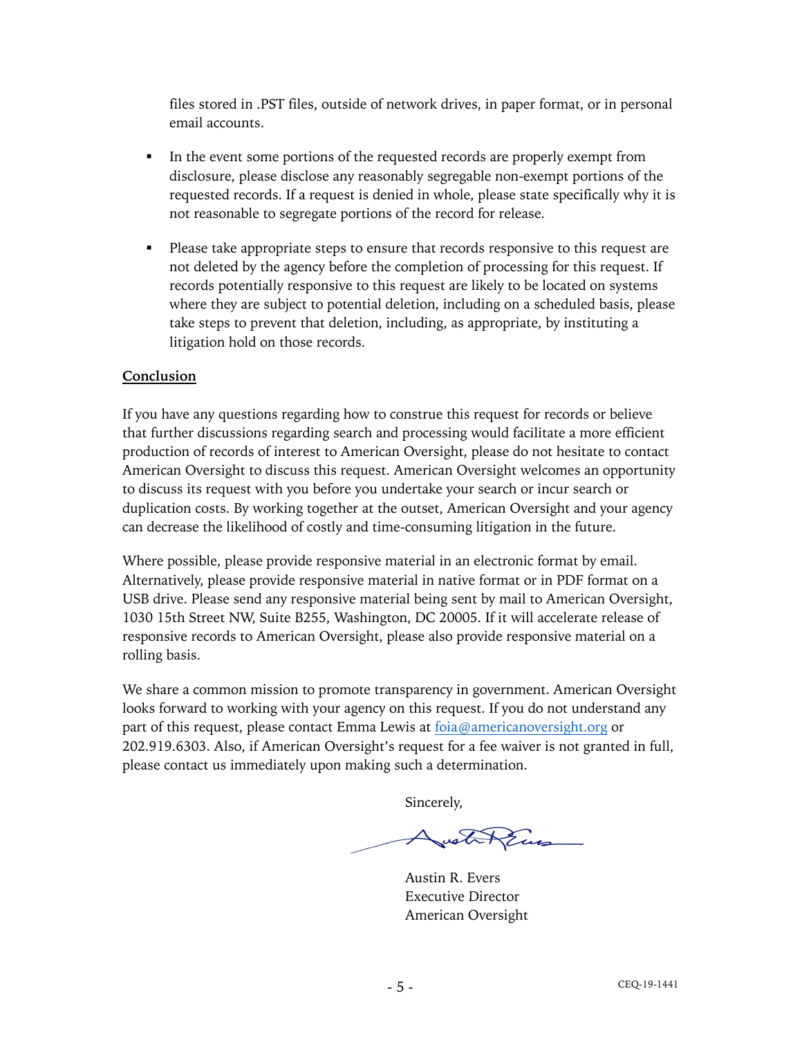files stored in .PST files, outside of network drives, in paper format, or in personal email accounts.

- In the event some portions of the requested records are properly exempt from disclosure, please disclose any reasonably segregable non-exempt portions of the requested records. If a request is denied in whole, please state specifically why it is not reasonable to segregate portions of the record for release.

- Please take appropriate steps to ensure that records responsive to this request are not deleted by the agency before the completion of processing for this request. If records potentially responsive to this request are likely to be located on systems where they are subject to potential deletion, including on a scheduled basis, please take steps to prevent that deletion, including, as appropriate, by instituting a litigation hold on those records.

**Conclusion**

If you have any questions regarding how to construe this request for records or believe that further discussions regarding search and processing would facilitate a more efficient production of records of interest to American Oversight, please do not hesitate to contact American Oversight to discuss this request. American Oversight welcomes an opportunity to discuss its request with you before you undertake your search or incur search or duplication costs. By working together at the outset, American Oversight and your agency can decrease the likelihood of costly and time-consuming litigation in the future.

Where possible, please provide responsive material in an electronic format by email. Alternatively, please provide responsive material in native format or in PDF format on a USB drive. Please send any responsive material being sent by mail to American Oversight, 1030 15th Street NW, Suite B255, Washington, DC 20005. If it will accelerate release of responsive records to American Oversight, please also provide responsive material on a rolling basis.

We share a common mission to promote transparency in government. American Oversight looks forward to working with your agency on this request. If you do not understand any part of this request, please contact Emma Lewis at foia@americanoversight.org or 202.919.6303. Also, if American Oversight's request for a fee waiver is not granted in full, please contact us immediately upon making such a determination.

Sincerely,

Austin R. Evers
Executive Director
American Oversight

CEQ-19-1441